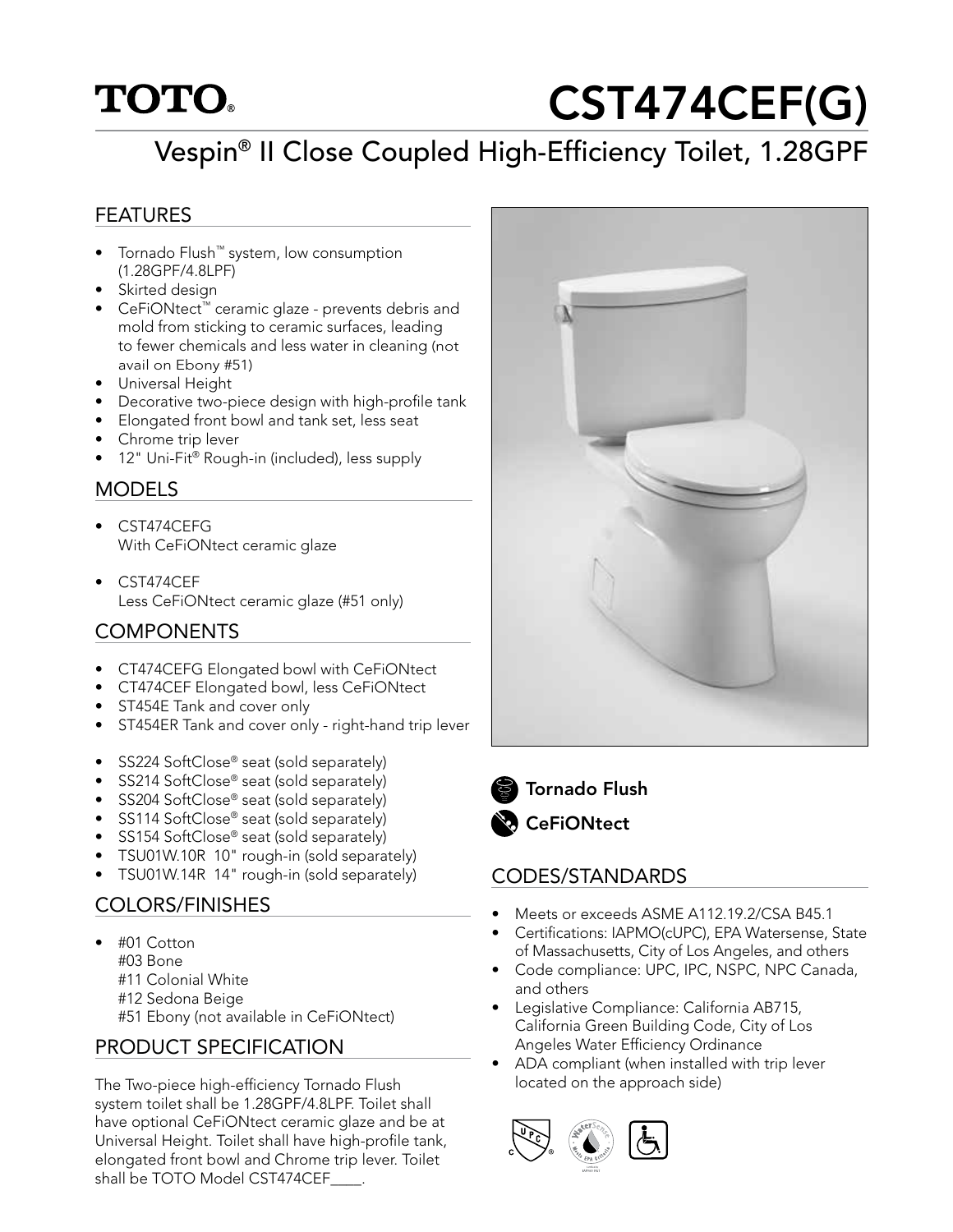TOTO®

# CST474CEF(G)

## Vespin® II Close Coupled High-Efficiency Toilet, 1.28GPF

### FEATURES

- Tornado Flush™ system, low consumption (1.28GPF/4.8LPF)
- Skirted design
- CeFiONtect™ ceramic glaze - prevents debris and mold from sticking to ceramic surfaces, leading to fewer chemicals and less water in cleaning (not avail on Ebony #51)
- Universal Height
- Decorative two-piece design with high-profile tank
- Elongated front bowl and tank set, less seat
- Chrome trip lever
- 12" Uni-Fit® Rough-in (included), less supply

### MODELS

- CST474CEFG
  With CeFiONtect ceramic glaze
- CST474CEF
  Less CeFiONtect ceramic glaze (#51 only)

### COMPONENTS

- CT474CEFG Elongated bowl with CeFiONtect
- CT474CEF Elongated bowl, less CeFiONtect
- ST454E Tank and cover only
- ST454ER Tank and cover only - right-hand trip lever

- SS224 SoftClose® seat (sold separately)
- SS214 SoftClose® seat (sold separately)
- SS204 SoftClose® seat (sold separately)
- SS114 SoftClose® seat (sold separately)
- SS154 SoftClose® seat (sold separately)
- TSU01W.10R 10" rough-in (sold separately)
- TSU01W.14R 14" rough-in (sold separately)

### COLORS/FINISHES

- #01 Cotton
  #03 Bone
  #11 Colonial White
  #12 Sedona Beige
  #51 Ebony (not available in CeFiONtect)

### PRODUCT SPECIFICATION

The Two-piece high-efficiency Tornado Flush system toilet shall be 1.28GPF/4.8LPF. Toilet shall have optional CeFiONtect ceramic glaze and be at Universal Height. Toilet shall have high-profile tank, elongated front bowl and Chrome trip lever. Toilet shall be TOTO Model CST474CEF____.

**Tornado Flush**

**CeFiONtect**

### CODES/STANDARDS

- Meets or exceeds ASME A112.19.2/CSA B45.1
- Certifications: IAPMO(cUPC), EPA Watersense, State of Massachusetts, City of Los Angeles, and others
- Code compliance: UPC, IPC, NSPC, NPC Canada, and others
- Legislative Compliance: California AB715, California Green Building Code, City of Los Angeles Water Efficiency Ordinance
- ADA compliant (when installed with trip lever located on the approach side)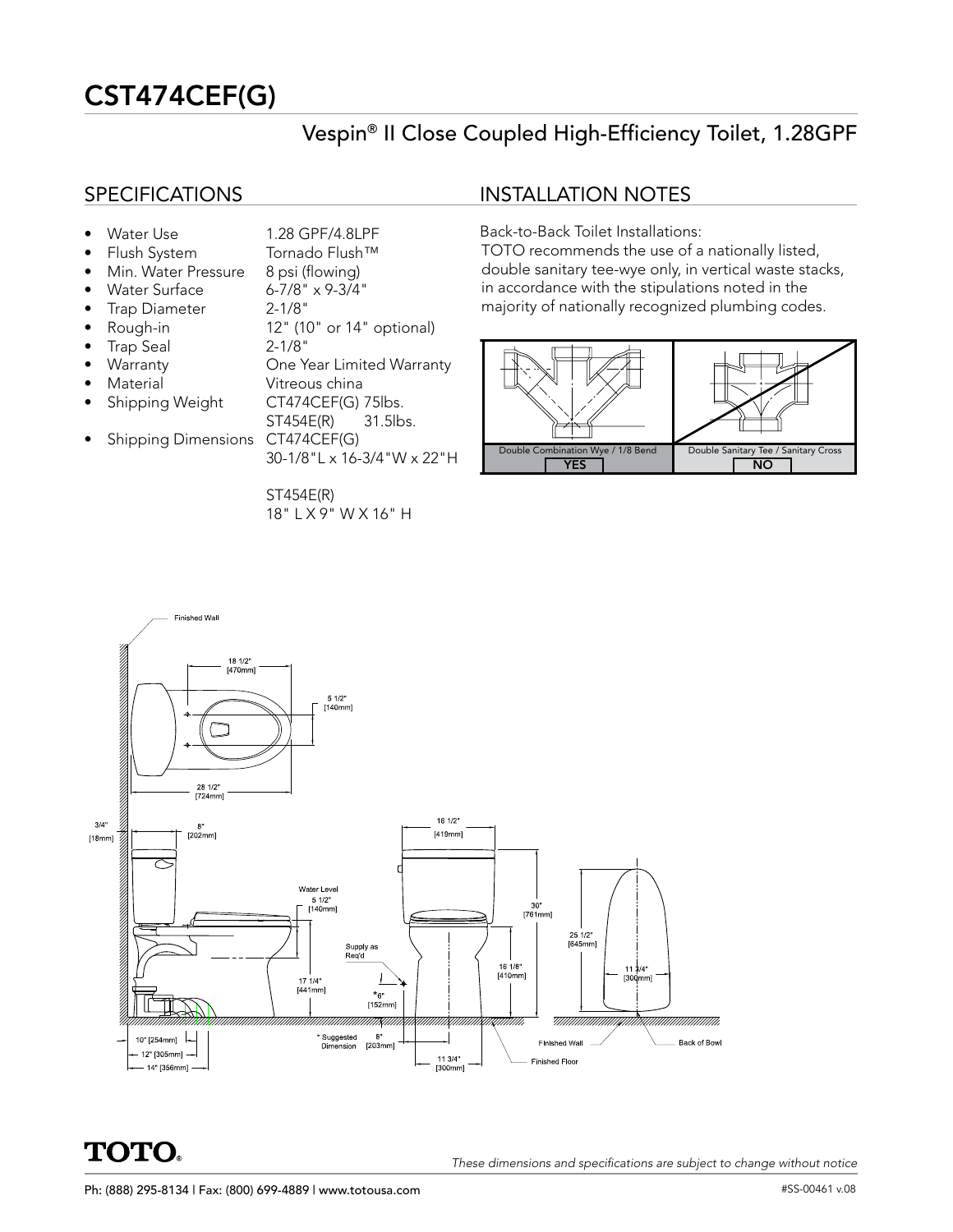# CST474CEF(G)

## Vespin® II Close Coupled High-Efficiency Toilet, 1.28GPF

## SPECIFICATIONS

| | |
|---|---|
| • Water Use | 1.28 GPF/4.8LPF |
| • Flush System | Tornado Flush™ |
| • Min. Water Pressure | 8 psi (flowing) |
| • Water Surface | 6-7/8" x 9-3/4" |
| • Trap Diameter | 2-1/8" |
| • Rough-in | 12" (10" or 14" optional) |
| • Trap Seal | 2-1/8" |
| • Warranty | One Year Limited Warranty |
| • Material | Vitreous china |
| • Shipping Weight | CT474CEF(G) 75lbs.<br>ST454E(R) 31.5lbs. |
| • Shipping Dimensions | CT474CEF(G)<br>30-1/8"L x 16-3/4"W x 22"H<br><br>ST454E(R)<br>18" L X 9" W X 16" H |

## INSTALLATION NOTES

Back-to-Back Toilet Installations:
TOTO recommends the use of a nationally listed, double sanitary tee-wye only, in vertical waste stacks, in accordance with the stipulations noted in the majority of nationally recognized plumbing codes.

| Double Combination Wye / 1/8 Bend | Double Sanitary Tee / Sanitary Cross |
|---|---|
| YES | NO |

Finished Wall
18 1/2" [470mm]
5 1/2" [140mm]
28 1/2" [724mm]
3/4" [18mm]
8" [202mm]
Water Level
5 1/2" [140mm]
17 1/4" [441mm]
Supply as Req'd
*6" [152mm]
* Suggested Dimension
8" [203mm]
10" [254mm]
12" [305mm]
14" [356mm]
16 1/2" [419mm]
30" [761mm]
16 1/8" [410mm]
11 3/4" [300mm]
25 1/2" [645mm]
11 3/4" [300mm]
Finished Wall
Finished Floor
Back of Bowl

*These dimensions and specifications are subject to change without notice*

TOTO®

Ph: (888) 295-8134 | Fax: (800) 699-4889 | www.totousa.com

#SS-00461 v.08